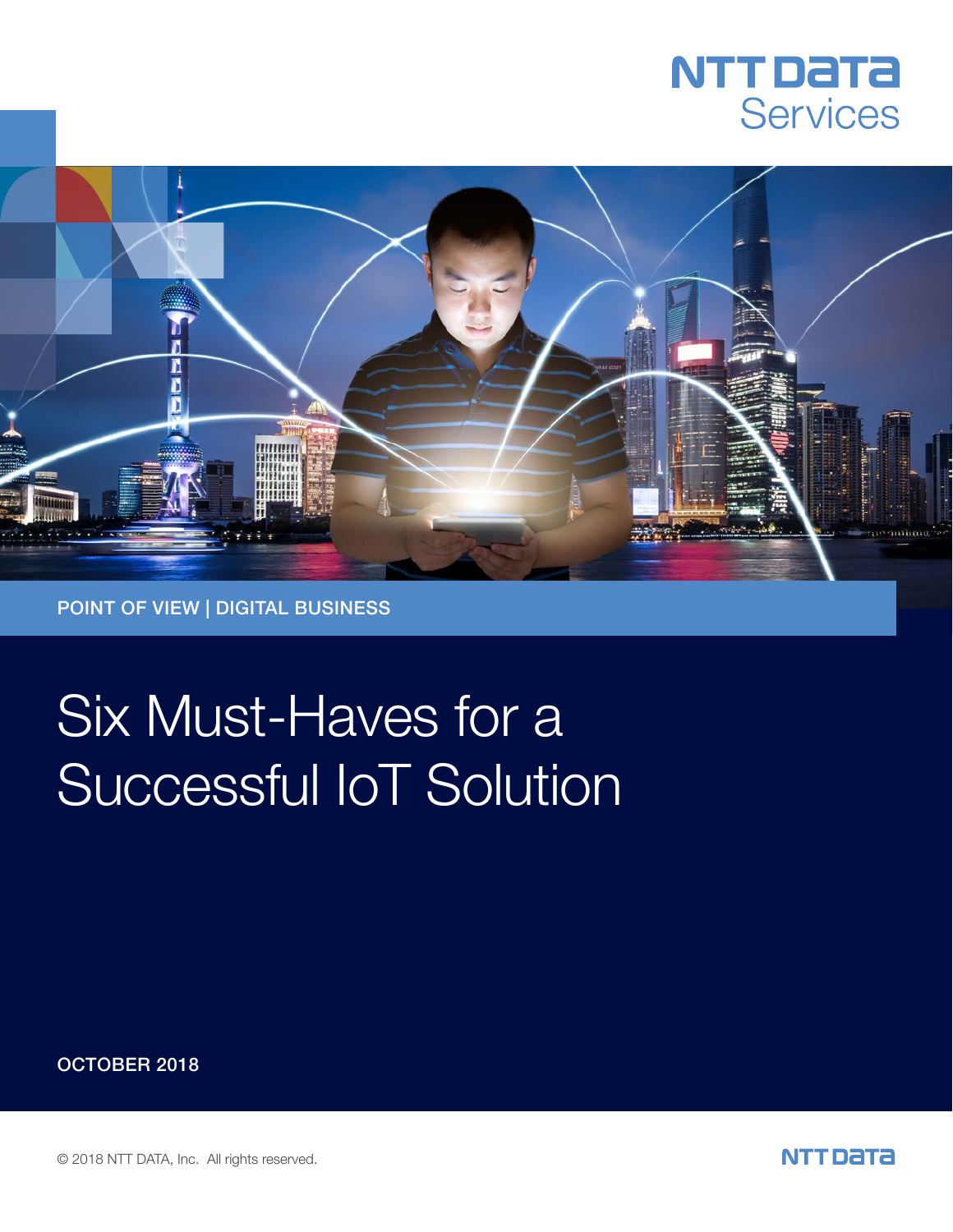NTT DATA Services

POINT OF VIEW | DIGITAL BUSINESS

# Six Must-Haves for a Successful IoT Solution

OCTOBER 2018

© 2018 NTT DATA, Inc. All rights reserved.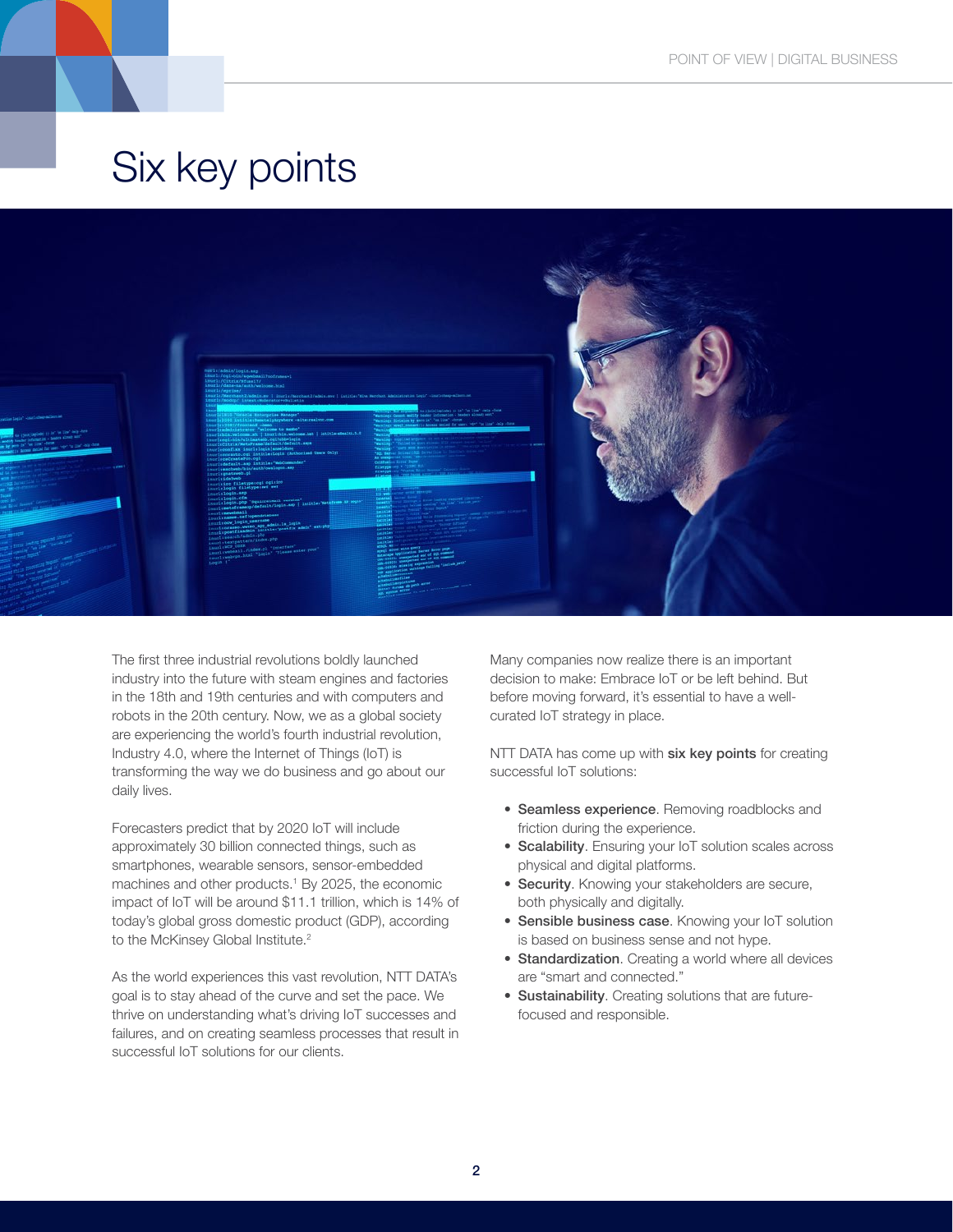# Six key points

The first three industrial revolutions boldly launched industry into the future with steam engines and factories in the 18th and 19th centuries and with computers and robots in the 20th century. Now, we as a global society are experiencing the world's fourth industrial revolution, Industry 4.0, where the Internet of Things (IoT) is transforming the way we do business and go about our daily lives.

Forecasters predict that by 2020 IoT will include approximately 30 billion connected things, such as smartphones, wearable sensors, sensor-embedded machines and other products.[1] By 2025, the economic impact of IoT will be around $11.1 trillion, which is 14% of today's global gross domestic product (GDP), according to the McKinsey Global Institute.[2]

As the world experiences this vast revolution, NTT DATA's goal is to stay ahead of the curve and set the pace. We thrive on understanding what's driving IoT successes and failures, and on creating seamless processes that result in successful IoT solutions for our clients.

Many companies now realize there is an important decision to make: Embrace IoT or be left behind. But before moving forward, it's essential to have a well-curated IoT strategy in place.

NTT DATA has come up with **six key points** for creating successful IoT solutions:

- **Seamless experience**. Removing roadblocks and friction during the experience.
- **Scalability**. Ensuring your IoT solution scales across physical and digital platforms.
- **Security**. Knowing your stakeholders are secure, both physically and digitally.
- **Sensible business case**. Knowing your IoT solution is based on business sense and not hype.
- **Standardization**. Creating a world where all devices are "smart and connected."
- **Sustainability**. Creating solutions that are future-focused and responsible.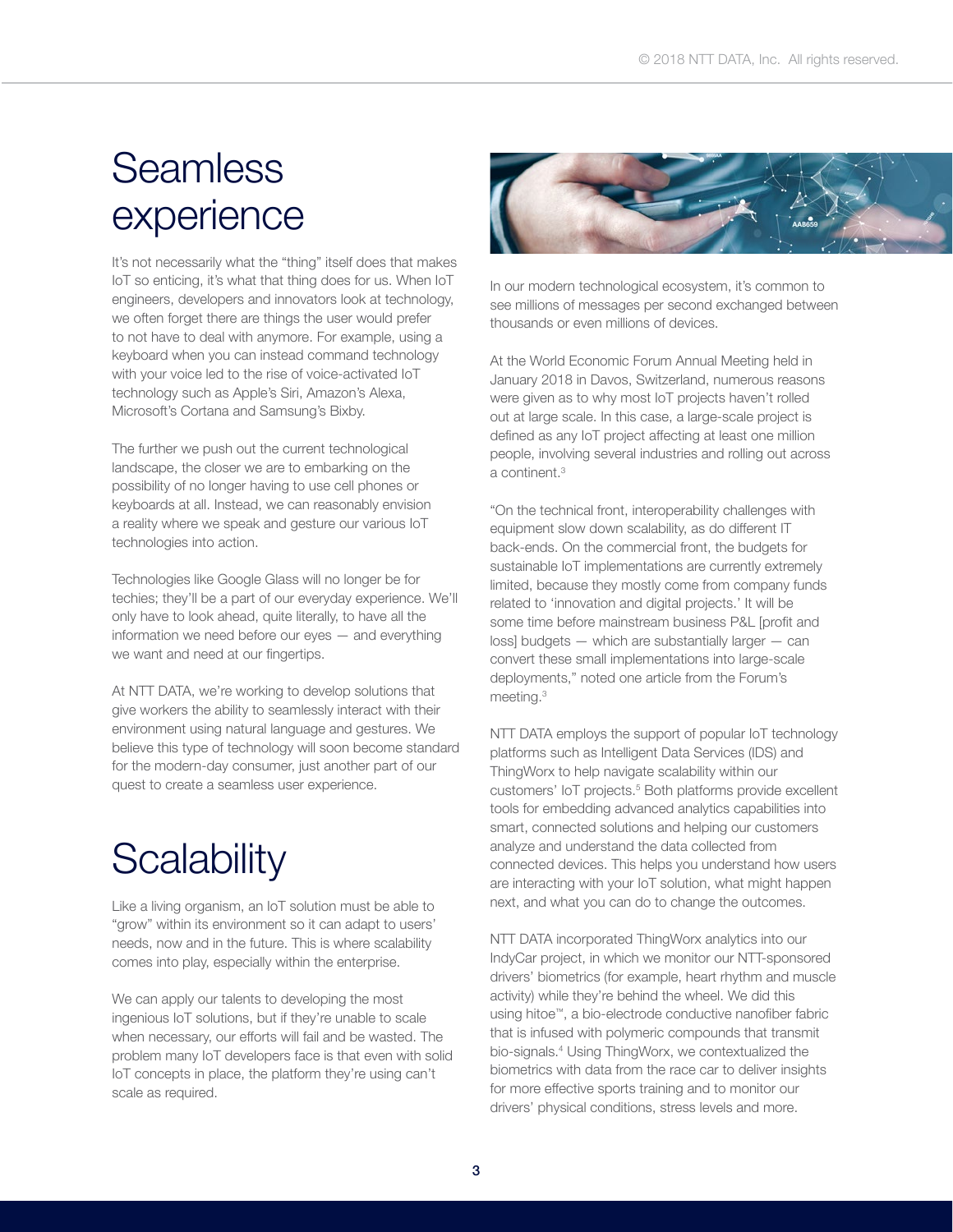# Seamless experience

It's not necessarily what the "thing" itself does that makes IoT so enticing, it's what that thing does for us. When IoT engineers, developers and innovators look at technology, we often forget there are things the user would prefer to not have to deal with anymore. For example, using a keyboard when you can instead command technology with your voice led to the rise of voice-activated IoT technology such as Apple's Siri, Amazon's Alexa, Microsoft's Cortana and Samsung's Bixby.

The further we push out the current technological landscape, the closer we are to embarking on the possibility of no longer having to use cell phones or keyboards at all. Instead, we can reasonably envision a reality where we speak and gesture our various IoT technologies into action.

Technologies like Google Glass will no longer be for techies; they'll be a part of our everyday experience. We'll only have to look ahead, quite literally, to have all the information we need before our eyes — and everything we want and need at our fingertips.

At NTT DATA, we're working to develop solutions that give workers the ability to seamlessly interact with their environment using natural language and gestures. We believe this type of technology will soon become standard for the modern-day consumer, just another part of our quest to create a seamless user experience.

# Scalability

Like a living organism, an IoT solution must be able to "grow" within its environment so it can adapt to users' needs, now and in the future. This is where scalability comes into play, especially within the enterprise.

We can apply our talents to developing the most ingenious IoT solutions, but if they're unable to scale when necessary, our efforts will fail and be wasted. The problem many IoT developers face is that even with solid IoT concepts in place, the platform they're using can't scale as required.

In our modern technological ecosystem, it's common to see millions of messages per second exchanged between thousands or even millions of devices.

At the World Economic Forum Annual Meeting held in January 2018 in Davos, Switzerland, numerous reasons were given as to why most IoT projects haven't rolled out at large scale. In this case, a large-scale project is defined as any IoT project affecting at least one million people, involving several industries and rolling out across a continent.[3]

"On the technical front, interoperability challenges with equipment slow down scalability, as do different IT back-ends. On the commercial front, the budgets for sustainable IoT implementations are currently extremely limited, because they mostly come from company funds related to 'innovation and digital projects.' It will be some time before mainstream business P&L [profit and loss] budgets — which are substantially larger — can convert these small implementations into large-scale deployments," noted one article from the Forum's meeting.[3]

NTT DATA employs the support of popular IoT technology platforms such as Intelligent Data Services (IDS) and ThingWorx to help navigate scalability within our customers' IoT projects.[5] Both platforms provide excellent tools for embedding advanced analytics capabilities into smart, connected solutions and helping our customers analyze and understand the data collected from connected devices. This helps you understand how users are interacting with your IoT solution, what might happen next, and what you can do to change the outcomes.

NTT DATA incorporated ThingWorx analytics into our IndyCar project, in which we monitor our NTT-sponsored drivers' biometrics (for example, heart rhythm and muscle activity) while they're behind the wheel. We did this using hitoe™, a bio-electrode conductive nanofiber fabric that is infused with polymeric compounds that transmit bio-signals.[4] Using ThingWorx, we contextualized the biometrics with data from the race car to deliver insights for more effective sports training and to monitor our drivers' physical conditions, stress levels and more.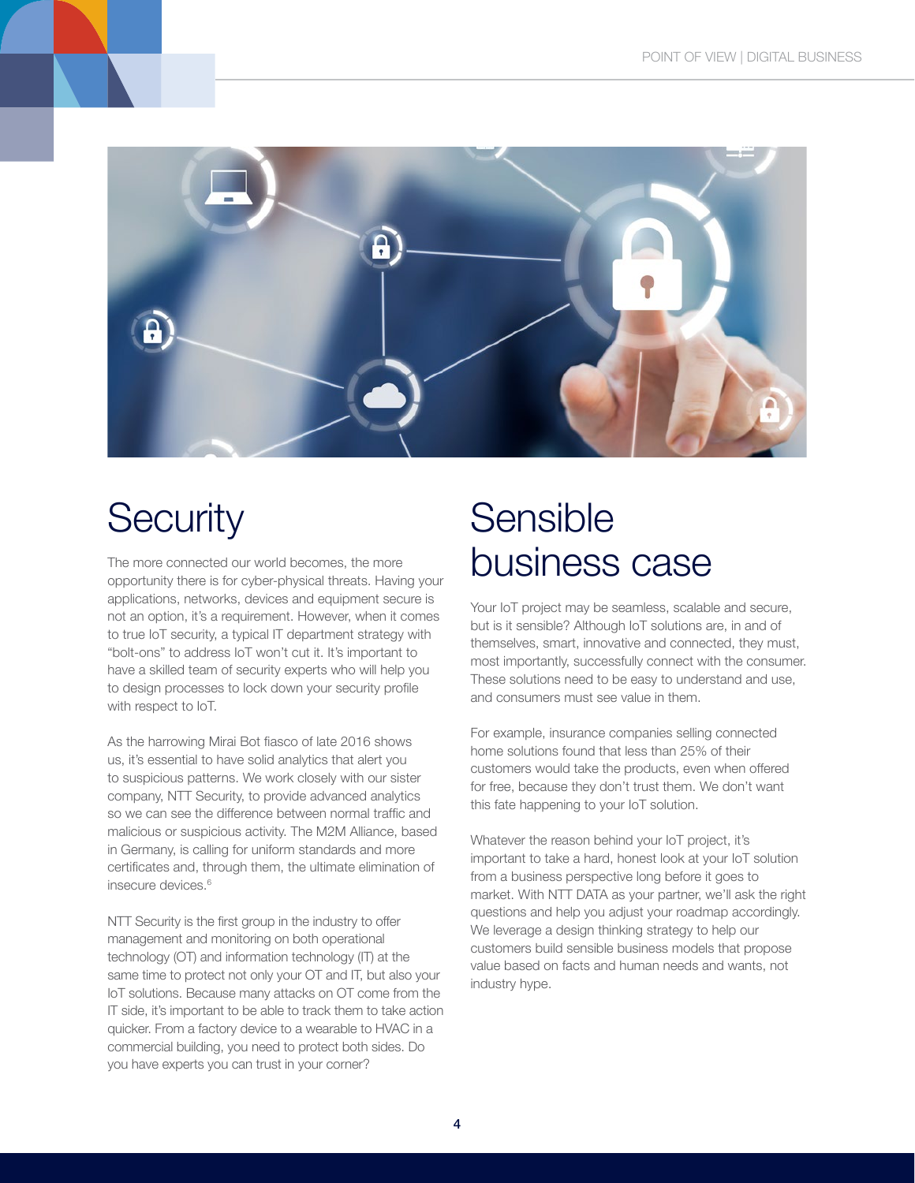# Security

The more connected our world becomes, the more opportunity there is for cyber-physical threats. Having your applications, networks, devices and equipment secure is not an option, it's a requirement. However, when it comes to true IoT security, a typical IT department strategy with "bolt-ons" to address IoT won't cut it. It's important to have a skilled team of security experts who will help you to design processes to lock down your security profile with respect to IoT.

As the harrowing Mirai Bot fiasco of late 2016 shows us, it's essential to have solid analytics that alert you to suspicious patterns. We work closely with our sister company, NTT Security, to provide advanced analytics so we can see the difference between normal traffic and malicious or suspicious activity. The M2M Alliance, based in Germany, is calling for uniform standards and more certificates and, through them, the ultimate elimination of insecure devices.[6]

NTT Security is the first group in the industry to offer management and monitoring on both operational technology (OT) and information technology (IT) at the same time to protect not only your OT and IT, but also your IoT solutions. Because many attacks on OT come from the IT side, it's important to be able to track them to take action quicker. From a factory device to a wearable to HVAC in a commercial building, you need to protect both sides. Do you have experts you can trust in your corner?

# Sensible business case

Your IoT project may be seamless, scalable and secure, but is it sensible? Although IoT solutions are, in and of themselves, smart, innovative and connected, they must, most importantly, successfully connect with the consumer. These solutions need to be easy to understand and use, and consumers must see value in them.

For example, insurance companies selling connected home solutions found that less than 25% of their customers would take the products, even when offered for free, because they don't trust them. We don't want this fate happening to your IoT solution.

Whatever the reason behind your IoT project, it's important to take a hard, honest look at your IoT solution from a business perspective long before it goes to market. With NTT DATA as your partner, we'll ask the right questions and help you adjust your roadmap accordingly. We leverage a design thinking strategy to help our customers build sensible business models that propose value based on facts and human needs and wants, not industry hype.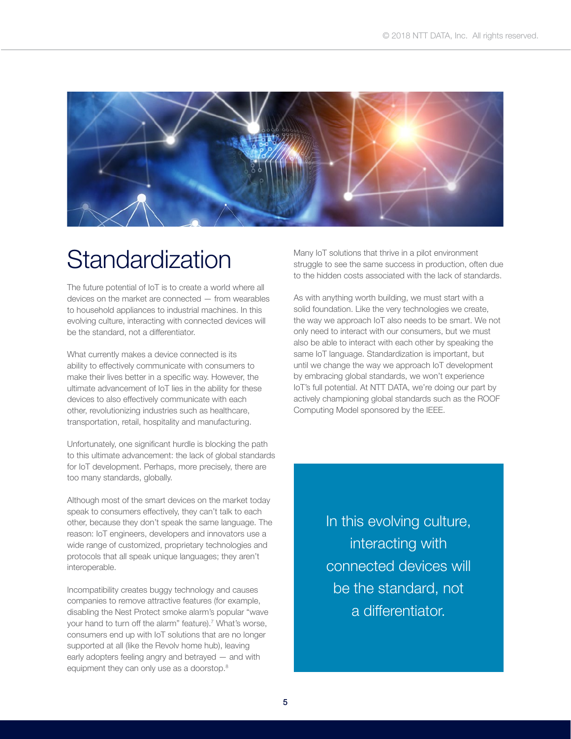# Standardization

The future potential of IoT is to create a world where all devices on the market are connected — from wearables to household appliances to industrial machines. In this evolving culture, interacting with connected devices will be the standard, not a differentiator.

What currently makes a device connected is its ability to effectively communicate with consumers to make their lives better in a specific way. However, the ultimate advancement of IoT lies in the ability for these devices to also effectively communicate with each other, revolutionizing industries such as healthcare, transportation, retail, hospitality and manufacturing.

Unfortunately, one significant hurdle is blocking the path to this ultimate advancement: the lack of global standards for IoT development. Perhaps, more precisely, there are too many standards, globally.

Although most of the smart devices on the market today speak to consumers effectively, they can't talk to each other, because they don't speak the same language. The reason: IoT engineers, developers and innovators use a wide range of customized, proprietary technologies and protocols that all speak unique languages; they aren't interoperable.

Incompatibility creates buggy technology and causes companies to remove attractive features (for example, disabling the Nest Protect smoke alarm's popular "wave your hand to turn off the alarm" feature).[7] What's worse, consumers end up with IoT solutions that are no longer supported at all (like the Revolv home hub), leaving early adopters feeling angry and betrayed — and with equipment they can only use as a doorstop.[8]

Many IoT solutions that thrive in a pilot environment struggle to see the same success in production, often due to the hidden costs associated with the lack of standards.

As with anything worth building, we must start with a solid foundation. Like the very technologies we create, the way we approach IoT also needs to be smart. We not only need to interact with our consumers, but we must also be able to interact with each other by speaking the same IoT language. Standardization is important, but until we change the way we approach IoT development by embracing global standards, we won't experience IoT's full potential. At NTT DATA, we're doing our part by actively championing global standards such as the ROOF Computing Model sponsored by the IEEE.

> In this evolving culture, interacting with connected devices will be the standard, not a differentiator.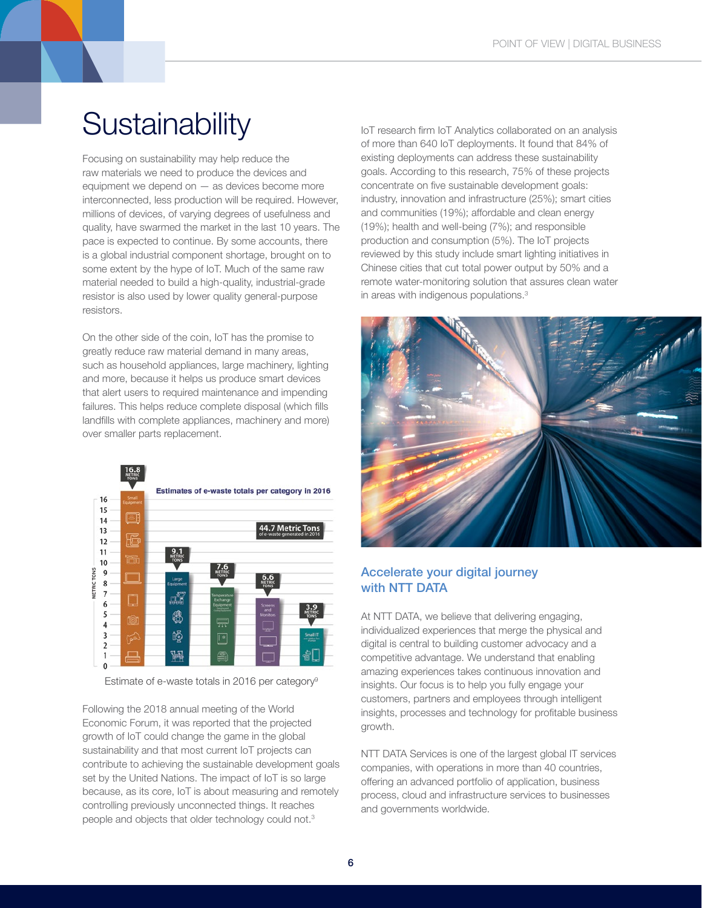# Sustainability

Focusing on sustainability may help reduce the raw materials we need to produce the devices and equipment we depend on — as devices become more interconnected, less production will be required. However, millions of devices, of varying degrees of usefulness and quality, have swarmed the market in the last 10 years. The pace is expected to continue. By some accounts, there is a global industrial component shortage, brought on to some extent by the hype of IoT. Much of the same raw material needed to build a high-quality, industrial-grade resistor is also used by lower quality general-purpose resistors.

On the other side of the coin, IoT has the promise to greatly reduce raw material demand in many areas, such as household appliances, large machinery, lighting and more, because it helps us produce smart devices that alert users to required maintenance and impending failures. This helps reduce complete disposal (which fills landfills with complete appliances, machinery and more) over smaller parts replacement.

Estimates of e-waste totals per category in 2016

| Category | Metric Tons |
|---|---|
| Small Equipment | 16.8 |
| Large Equipment | 9.1 |
| Temperature Exchange Equipment | 7.6 |
| Screens and Monitors | 6.6 |
| Small IT | 3.9 |

44.7 Metric Tons of e-waste generated in 2016

Estimate of e-waste totals in 2016 per category[9]

Following the 2018 annual meeting of the World Economic Forum, it was reported that the projected growth of IoT could change the game in the global sustainability and that most current IoT projects can contribute to achieving the sustainable development goals set by the United Nations. The impact of IoT is so large because, as its core, IoT is about measuring and remotely controlling previously unconnected things. It reaches people and objects that older technology could not.[3]

IoT research firm IoT Analytics collaborated on an analysis of more than 640 IoT deployments. It found that 84% of existing deployments can address these sustainability goals. According to this research, 75% of these projects concentrate on five sustainable development goals: industry, innovation and infrastructure (25%); smart cities and communities (19%); affordable and clean energy (19%); health and well-being (7%); and responsible production and consumption (5%). The IoT projects reviewed by this study include smart lighting initiatives in Chinese cities that cut total power output by 50% and a remote water-monitoring solution that assures clean water in areas with indigenous populations.[3]

## Accelerate your digital journey with NTT DATA

At NTT DATA, we believe that delivering engaging, individualized experiences that merge the physical and digital is central to building customer advocacy and a competitive advantage. We understand that enabling amazing experiences takes continuous innovation and insights. Our focus is to help you fully engage your customers, partners and employees through intelligent insights, processes and technology for profitable business growth.

NTT DATA Services is one of the largest global IT services companies, with operations in more than 40 countries, offering an advanced portfolio of application, business process, cloud and infrastructure services to businesses and governments worldwide.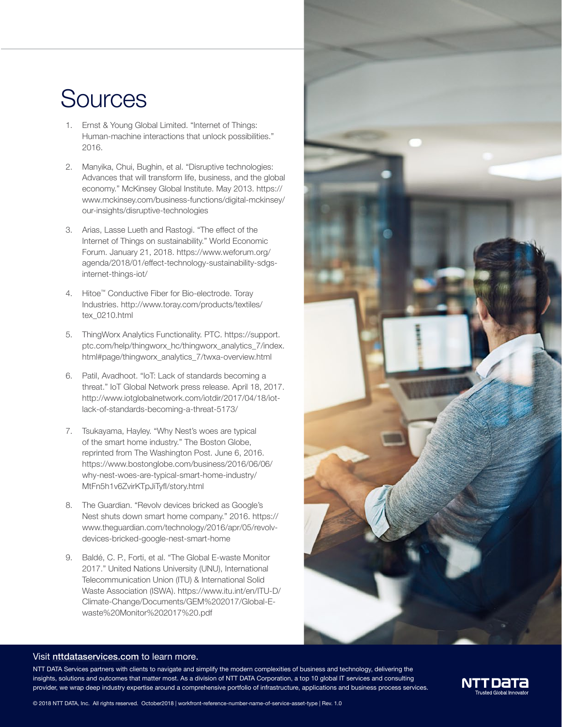# Sources

1. Ernst & Young Global Limited. "Internet of Things: Human-machine interactions that unlock possibilities." 2016.

2. Manyika, Chui, Bughin, et al. "Disruptive technologies: Advances that will transform life, business, and the global economy." McKinsey Global Institute. May 2013. https://www.mckinsey.com/business-functions/digital-mckinsey/our-insights/disruptive-technologies

3. Arias, Lasse Lueth and Rastogi. "The effect of the Internet of Things on sustainability." World Economic Forum. January 21, 2018. https://www.weforum.org/agenda/2018/01/effect-technology-sustainability-sdgs-internet-things-iot/

4. Hitoe™ Conductive Fiber for Bio-electrode. Toray Industries. http://www.toray.com/products/textiles/tex_0210.html

5. ThingWorx Analytics Functionality. PTC. https://support.ptc.com/help/thingworx_hc/thingworx_analytics_7/index.html#page/thingworx_analytics_7/twxa-overview.html

6. Patil, Avadhoot. "IoT: Lack of standards becoming a threat." IoT Global Network press release. April 18, 2017. http://www.iotglobalnetwork.com/iotdir/2017/04/18/iot-lack-of-standards-becoming-a-threat-5173/

7. Tsukayama, Hayley. "Why Nest's woes are typical of the smart home industry." The Boston Globe, reprinted from The Washington Post. June 6, 2016. https://www.bostonglobe.com/business/2016/06/06/why-nest-woes-are-typical-smart-home-industry/MtFn5h1v6ZvirKTpJiTyfI/story.html

8. The Guardian. "Revolv devices bricked as Google's Nest shuts down smart home company." 2016. https://www.theguardian.com/technology/2016/apr/05/revolv-devices-bricked-google-nest-smart-home

9. Baldé, C. P., Forti, et al. "The Global E-waste Monitor 2017." United Nations University (UNU), International Telecommunication Union (ITU) & International Solid Waste Association (ISWA). https://www.itu.int/en/ITU-D/Climate-Change/Documents/GEM%202017/Global-E-waste%20Monitor%202017%20.pdf

Visit nttdataservices.com to learn more.

NTT DATA Services partners with clients to navigate and simplify the modern complexities of business and technology, delivering the insights, solutions and outcomes that matter most. As a division of NTT DATA Corporation, a top 10 global IT services and consulting provider, we wrap deep industry expertise around a comprehensive portfolio of infrastructure, applications and business process services.

NTT DATA
Trusted Global Innovator

© 2018 NTT DATA, Inc. All rights reserved. October2018 | workfront-reference-number-name-of-service-asset-type | Rev. 1.0